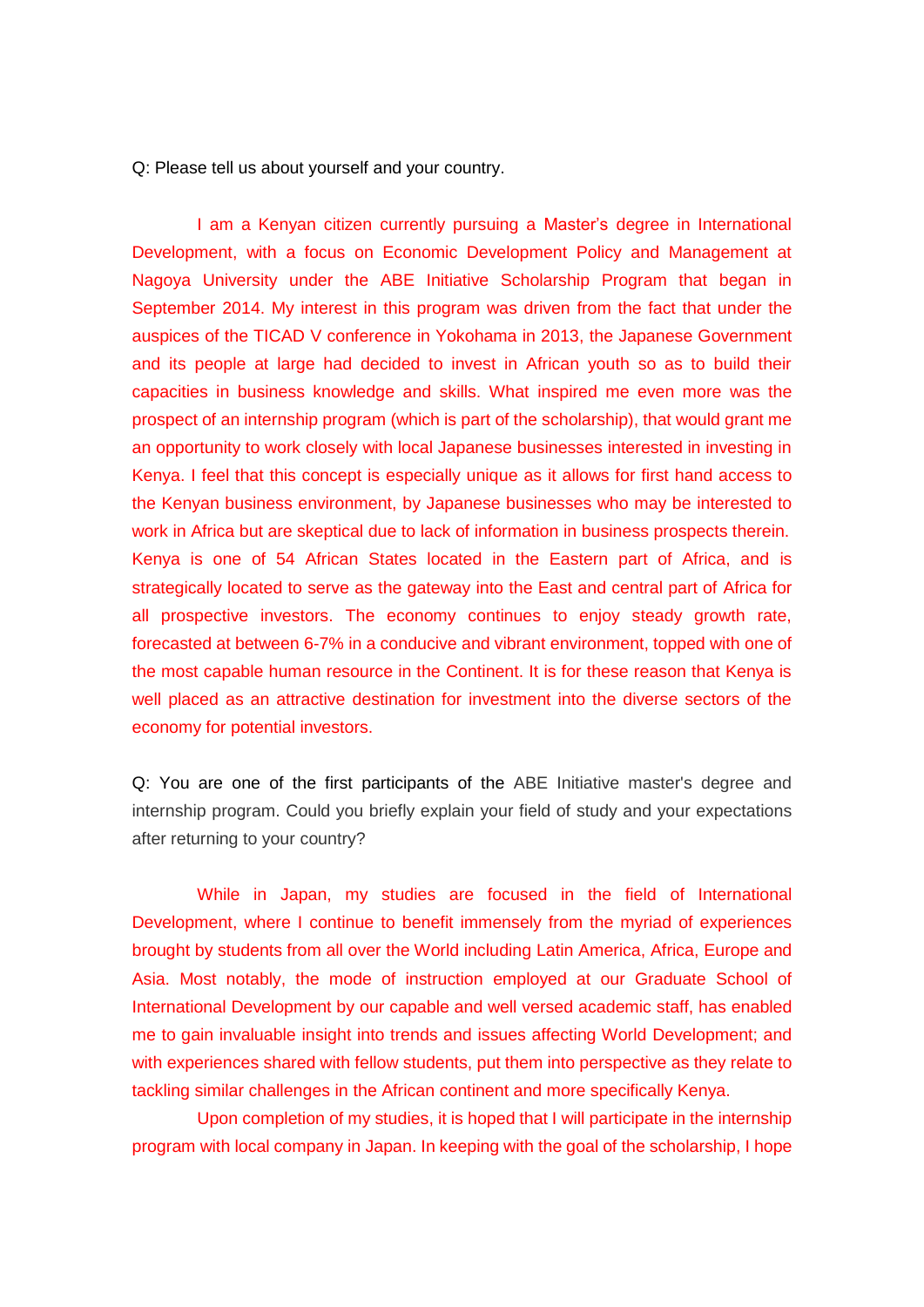Q: Please tell us about yourself and your country.

I am a Kenyan citizen currently pursuing a Master's degree in International Development, with a focus on Economic Development Policy and Management at Nagoya University under the ABE Initiative Scholarship Program that began in September 2014. My interest in this program was driven from the fact that under the auspices of the TICAD V conference in Yokohama in 2013, the Japanese Government and its people at large had decided to invest in African youth so as to build their capacities in business knowledge and skills. What inspired me even more was the prospect of an internship program (which is part of the scholarship), that would grant me an opportunity to work closely with local Japanese businesses interested in investing in Kenya. I feel that this concept is especially unique as it allows for first hand access to the Kenyan business environment, by Japanese businesses who may be interested to work in Africa but are skeptical due to lack of information in business prospects therein. Kenya is one of 54 African States located in the Eastern part of Africa, and is strategically located to serve as the gateway into the East and central part of Africa for all prospective investors. The economy continues to enjoy steady growth rate, forecasted at between 6-7% in a conducive and vibrant environment, topped with one of the most capable human resource in the Continent. It is for these reason that Kenya is well placed as an attractive destination for investment into the diverse sectors of the economy for potential investors.

Q: You are one of the first participants of the ABE Initiative master's degree and internship program. Could you briefly explain your field of study and your expectations after returning to your country?

While in Japan, my studies are focused in the field of International Development, where I continue to benefit immensely from the myriad of experiences brought by students from all over the World including Latin America, Africa, Europe and Asia. Most notably, the mode of instruction employed at our Graduate School of International Development by our capable and well versed academic staff, has enabled me to gain invaluable insight into trends and issues affecting World Development; and with experiences shared with fellow students, put them into perspective as they relate to tackling similar challenges in the African continent and more specifically Kenya.

Upon completion of my studies, it is hoped that I will participate in the internship program with local company in Japan. In keeping with the goal of the scholarship, I hope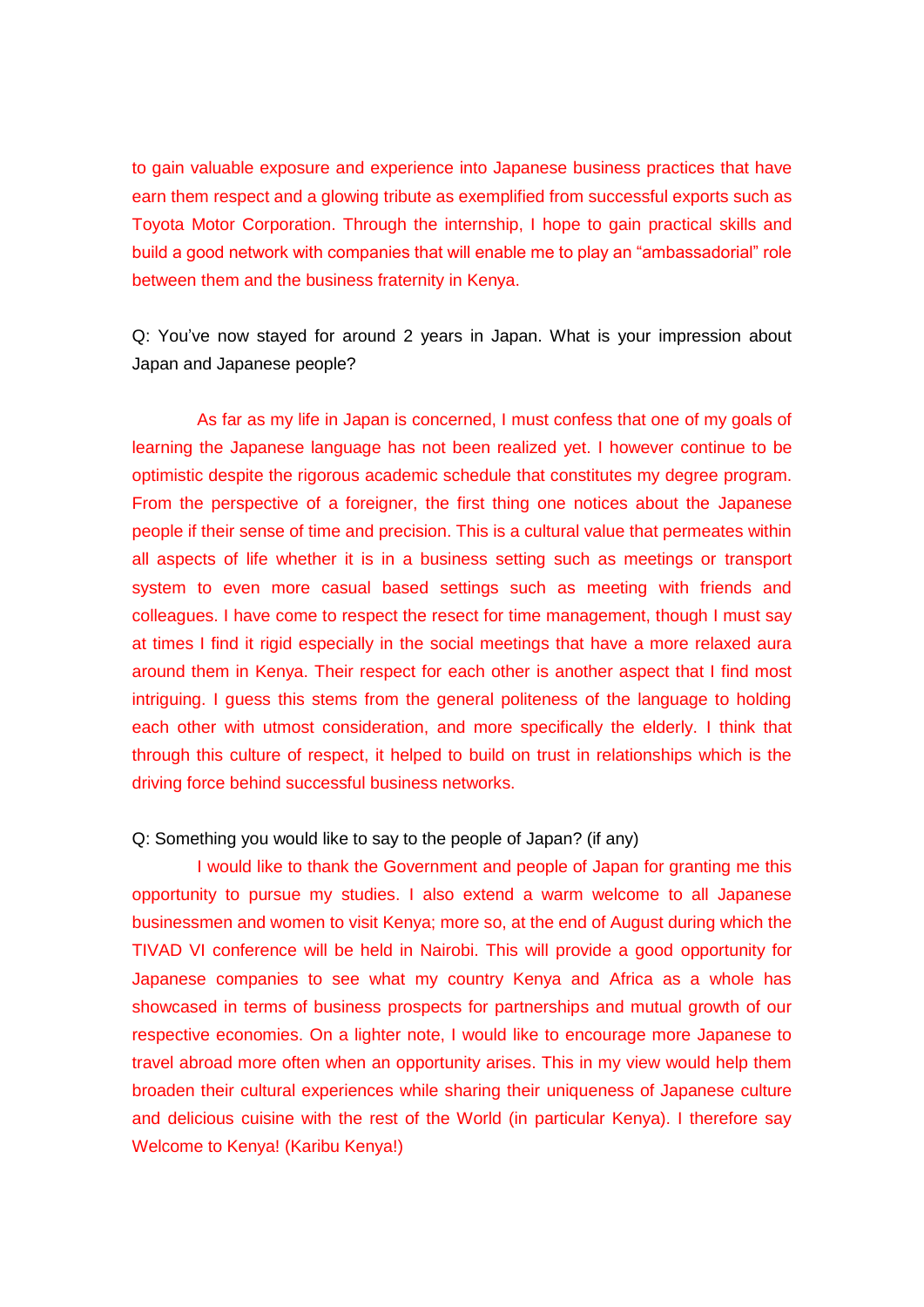to gain valuable exposure and experience into Japanese business practices that have earn them respect and a glowing tribute as exemplified from successful exports such as Toyota Motor Corporation. Through the internship, I hope to gain practical skills and build a good network with companies that will enable me to play an “ambassadorial” role between them and the business fraternity in Kenya.

Q: You’ve now stayed for around 2 years in Japan. What is your impression about Japan and Japanese people?

As far as my life in Japan is concerned, I must confess that one of my goals of learning the Japanese language has not been realized yet. I however continue to be optimistic despite the rigorous academic schedule that constitutes my degree program. From the perspective of a foreigner, the first thing one notices about the Japanese people if their sense of time and precision. This is a cultural value that permeates within all aspects of life whether it is in a business setting such as meetings or transport system to even more casual based settings such as meeting with friends and colleagues. I have come to respect the resect for time management, though I must say at times I find it rigid especially in the social meetings that have a more relaxed aura around them in Kenya. Their respect for each other is another aspect that I find most intriguing. I guess this stems from the general politeness of the language to holding each other with utmost consideration, and more specifically the elderly. I think that through this culture of respect, it helped to build on trust in relationships which is the driving force behind successful business networks.

Q: Something you would like to say to the people of Japan? (if any)

I would like to thank the Government and people of Japan for granting me this opportunity to pursue my studies. I also extend a warm welcome to all Japanese businessmen and women to visit Kenya; more so, at the end of August during which the TIVAD VI conference will be held in Nairobi. This will provide a good opportunity for Japanese companies to see what my country Kenya and Africa as a whole has showcased in terms of business prospects for partnerships and mutual growth of our respective economies. On a lighter note, I would like to encourage more Japanese to travel abroad more often when an opportunity arises. This in my view would help them broaden their cultural experiences while sharing their uniqueness of Japanese culture and delicious cuisine with the rest of the World (in particular Kenya). I therefore say Welcome to Kenya! (Karibu Kenya!)